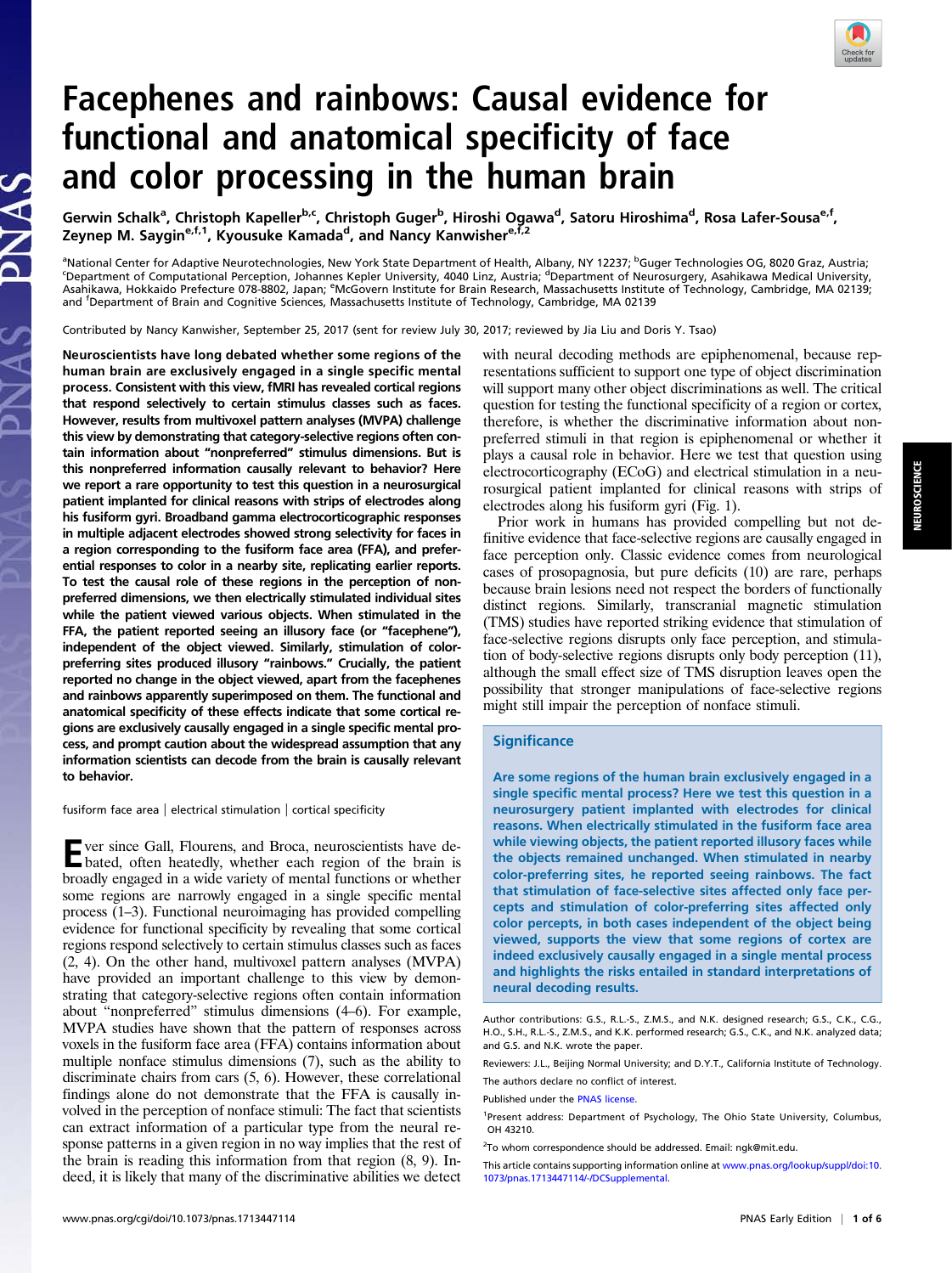# Facephenes and rainbows: Causal evidence for functional and anatomical specificity of face and color processing in the human brain

Gerwin Schalk[a], Christoph Kapeller[b,c], Christoph Guger[b], Hiroshi Ogawa[d], Satoru Hiroshima[d], Rosa Lafer-Sousa[e,f], Zeynep M. Saygin[e,f,1], Kyousuke Kamada[d], and Nancy Kanwisher[e,f,2]

[a]National Center for Adaptive Neurotechnologies, New York State Department of Health, Albany, NY 12237; [b]Guger Technologies OG, 8020 Graz, Austria; [c]Department of Computational Perception, Johannes Kepler University, 4040 Linz, Austria; [d]Department of Neurosurgery, Asahikawa Medical University, Asahikawa, Hokkaido Prefecture 078-8802, Japan; [e]McGovern Institute for Brain Research, Massachusetts Institute of Technology, Cambridge, MA 02139; and [f]Department of Brain and Cognitive Sciences, Massachusetts Institute of Technology, Cambridge, MA 02139

Contributed by Nancy Kanwisher, September 25, 2017 (sent for review July 30, 2017; reviewed by Jia Liu and Doris Y. Tsao)

**Neuroscientists have long debated whether some regions of the human brain are exclusively engaged in a single specific mental process. Consistent with this view, fMRI has revealed cortical regions that respond selectively to certain stimulus classes such as faces. However, results from multivoxel pattern analyses (MVPA) challenge this view by demonstrating that category-selective regions often contain information about "nonpreferred" stimulus dimensions. But is this nonpreferred information causally relevant to behavior? Here we report a rare opportunity to test this question in a neurosurgical patient implanted for clinical reasons with strips of electrodes along his fusiform gyri. Broadband gamma electrocorticographic responses in multiple adjacent electrodes showed strong selectivity for faces in a region corresponding to the fusiform face area (FFA), and preferential responses to color in a nearby site, replicating earlier reports. To test the causal role of these regions in the perception of nonpreferred dimensions, we then electrically stimulated individual sites while the patient viewed various objects. When stimulated in the FFA, the patient reported seeing an illusory face (or "facephene"), independent of the object viewed. Similarly, stimulation of color-preferring sites produced illusory "rainbows." Crucially, the patient reported no change in the object viewed, apart from the facephenes and rainbows apparently superimposed on them. The functional and anatomical specificity of these effects indicate that some cortical regions are exclusively causally engaged in a single specific mental process, and prompt caution about the widespread assumption that any information scientists can decode from the brain is causally relevant to behavior.**

fusiform face area | electrical stimulation | cortical specificity

Ever since Gall, Flourens, and Broca, neuroscientists have debated, often heatedly, whether each region of the brain is broadly engaged in a wide variety of mental functions or whether some regions are narrowly engaged in a single specific mental process (1–3). Functional neuroimaging has provided compelling evidence for functional specificity by revealing that some cortical regions respond selectively to certain stimulus classes such as faces (2, 4). On the other hand, multivoxel pattern analyses (MVPA) have provided an important challenge to this view by demonstrating that category-selective regions often contain information about "nonpreferred" stimulus dimensions (4–6). For example, MVPA studies have shown that the pattern of responses across voxels in the fusiform face area (FFA) contains information about multiple nonface stimulus dimensions (7), such as the ability to discriminate chairs from cars (5, 6). However, these correlational findings alone do not demonstrate that the FFA is causally involved in the perception of nonface stimuli: The fact that scientists can extract information of a particular type from the neural response patterns in a given region in no way implies that the rest of the brain is reading this information from that region (8, 9). Indeed, it is likely that many of the discriminative abilities we detect with neural decoding methods are epiphenomenal, because representations sufficient to support one type of object discrimination will support many other object discriminations as well. The critical question for testing the functional specificity of a region or cortex, therefore, is whether the discriminative information about nonpreferred stimuli in that region is epiphenomenal or whether it plays a causal role in behavior. Here we test that question using electrocorticography (ECoG) and electrical stimulation in a neurosurgical patient implanted for clinical reasons with strips of electrodes along his fusiform gyri (Fig. 1).

Prior work in humans has provided compelling but not definitive evidence that face-selective regions are causally engaged in face perception only. Classic evidence comes from neurological cases of prosopagnosia, but pure deficits (10) are rare, perhaps because brain lesions need not respect the borders of functionally distinct regions. Similarly, transcranial magnetic stimulation (TMS) studies have reported striking evidence that stimulation of face-selective regions disrupts only face perception, and stimulation of body-selective regions disrupts only body perception (11), although the small effect size of TMS disruption leaves open the possibility that stronger manipulations of face-selective regions might still impair the perception of nonface stimuli.

## Significance

Are some regions of the human brain exclusively engaged in a single specific mental process? Here we test this question in a neurosurgery patient implanted with electrodes for clinical reasons. When electrically stimulated in the fusiform face area while viewing objects, the patient reported illusory faces while the objects remained unchanged. When stimulated in nearby color-preferring sites, he reported seeing rainbows. The fact that stimulation of face-selective sites affected only face percepts and stimulation of color-preferring sites affected only color percepts, in both cases independent of the object being viewed, supports the view that some regions of cortex are indeed exclusively causally engaged in a single mental process and highlights the risks entailed in standard interpretations of neural decoding results.

Author contributions: G.S., R.L.-S., Z.M.S., and N.K. designed research; G.S., C.K., C.G., H.O., S.H., R.L.-S., Z.M.S., and K.K. performed research; G.S., C.K., and N.K. analyzed data; and G.S. and N.K. wrote the paper.

Reviewers: J.L., Beijing Normal University; and D.Y.T., California Institute of Technology.

The authors declare no conflict of interest.

Published under the PNAS license.

[1]Present address: Department of Psychology, The Ohio State University, Columbus, OH 43210.

[2]To whom correspondence should be addressed. Email: ngk@mit.edu.

This article contains supporting information online at www.pnas.org/lookup/suppl/doi:10.1073/pnas.1713447114/-/DCSupplemental.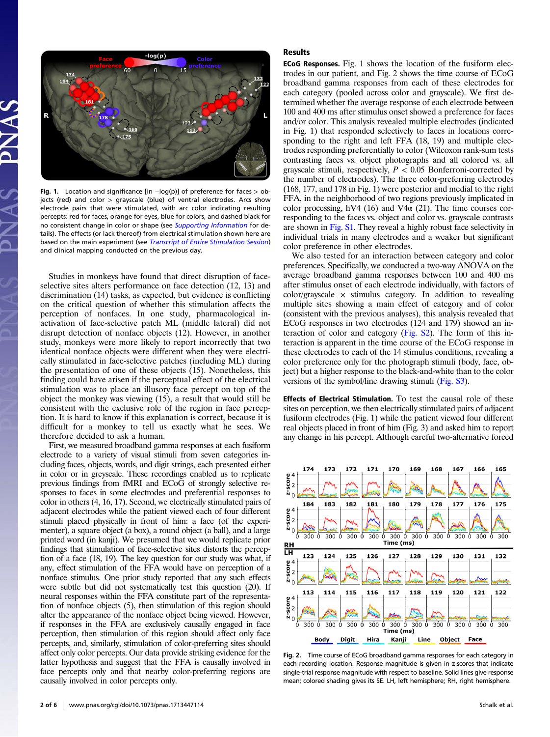Fig. 1. Location and significance [in −log(p)] of preference for faces > objects (red) and color > grayscale (blue) of ventral electrodes. Arcs show electrode pairs that were stimulated, with arc color indicating resulting percepts: red for faces, orange for eyes, blue for colors, and dashed black for no consistent change in color or shape (see *Supporting Information* for details). The effects (or lack thereof) from electrical stimulation shown here are based on the main experiment (see *Transcript of Entire Stimulation Session*) and clinical mapping conducted on the previous day.

Studies in monkeys have found that direct disruption of face-selective sites alters performance on face detection (12, 13) and discrimination (14) tasks, as expected, but evidence is conflicting on the critical question of whether this stimulation affects the perception of nonfaces. In one study, pharmacological inactivation of face-selective patch ML (middle lateral) did not disrupt detection of nonface objects (12). However, in another study, monkeys were more likely to report incorrectly that two identical nonface objects were different when they were electrically stimulated in face-selective patches (including ML) during the presentation of one of these objects (15). Nonetheless, this finding could have arisen if the perceptual effect of the electrical stimulation was to place an illusory face percept on top of the object the monkey was viewing (15), a result that would still be consistent with the exclusive role of the region in face perception. It is hard to know if this explanation is correct, because it is difficult for a monkey to tell us exactly what he sees. We therefore decided to ask a human.

First, we measured broadband gamma responses at each fusiform electrode to a variety of visual stimuli from seven categories including faces, objects, words, and digit strings, each presented either in color or in greyscale. These recordings enabled us to replicate previous findings from fMRI and ECoG of strongly selective responses to faces in some electrodes and preferential responses to color in others (4, 16, 17). Second, we electrically stimulated pairs of adjacent electrodes while the patient viewed each of four different stimuli placed physically in front of him: a face (of the experimenter), a square object (a box), a round object (a ball), and a large printed word (in kanji). We presumed that we would replicate prior findings that stimulation of face-selective sites distorts the perception of a face (18, 19). The key question for our study was what, if any, effect stimulation of the FFA would have on perception of a nonface stimulus. One prior study reported that any such effects were subtle but did not systematically test this question (20). If neural responses within the FFA constitute part of the representation of nonface objects (5), then stimulation of this region should alter the appearance of the nonface object being viewed. However, if responses in the FFA are exclusively engaged in face perception, then stimulation of this region should affect only face percepts, and, similarly, stimulation of color-preferring sites should affect only color percepts. Our data provide striking evidence for the latter hypothesis and suggest that the FFA is causally involved in face percepts only and that nearby color-preferring regions are causally involved in color percepts only.

## Results

**ECoG Responses.** Fig. 1 shows the location of the fusiform electrodes in our patient, and Fig. 2 shows the time course of ECoG broadband gamma responses from each of these electrodes for each category (pooled across color and grayscale). We first determined whether the average response of each electrode between 100 and 400 ms after stimulus onset showed a preference for faces and/or color. This analysis revealed multiple electrodes (indicated in Fig. 1) that responded selectively to faces in locations corresponding to the right and left FFA (18, 19) and multiple electrodes responding preferentially to color (Wilcoxon rank-sum tests contrasting faces vs. object photographs and all colored vs. all grayscale stimuli, respectively, $P < 0.05$ Bonferroni-corrected by the number of electrodes). The three color-preferring electrodes (168, 177, and 178 in Fig. 1) were posterior and medial to the right FFA, in the neighborhood of two regions previously implicated in color processing, hV4 (16) and V4α (21). The time courses corresponding to the faces vs. object and color vs. grayscale contrasts are shown in Fig. S1. They reveal a highly robust face selectivity in individual trials in many electrodes and a weaker but significant color preference in other electrodes.

We also tested for an interaction between category and color preferences. Specifically, we conducted a two-way ANOVA on the average broadband gamma responses between 100 and 400 ms after stimulus onset of each electrode individually, with factors of color/grayscale × stimulus category. In addition to revealing multiple sites showing a main effect of category and of color (consistent with the previous analyses), this analysis revealed that ECoG responses in two electrodes (124 and 179) showed an interaction of color and category (Fig. S2). The form of this interaction is apparent in the time course of the ECoG response in these electrodes to each of the 14 stimulus conditions, revealing a color preference only for the photograph stimuli (body, face, object) but a higher response to the black-and-white than to the color versions of the symbol/line drawing stimuli (Fig. S3).

**Effects of Electrical Stimulation.** To test the causal role of these sites on perception, we then electrically stimulated pairs of adjacent fusiform electrodes (Fig. 1) while the patient viewed four different real objects placed in front of him (Fig. 3) and asked him to report any change in his percept. Although careful two-alternative forced

Fig. 2. Time course of ECoG broadband gamma responses for each category in each recording location. Response magnitude is given in z-scores that indicate single-trial response magnitude with respect to baseline. Solid lines give response mean; colored shading gives its SE. LH, left hemisphere; RH, right hemisphere.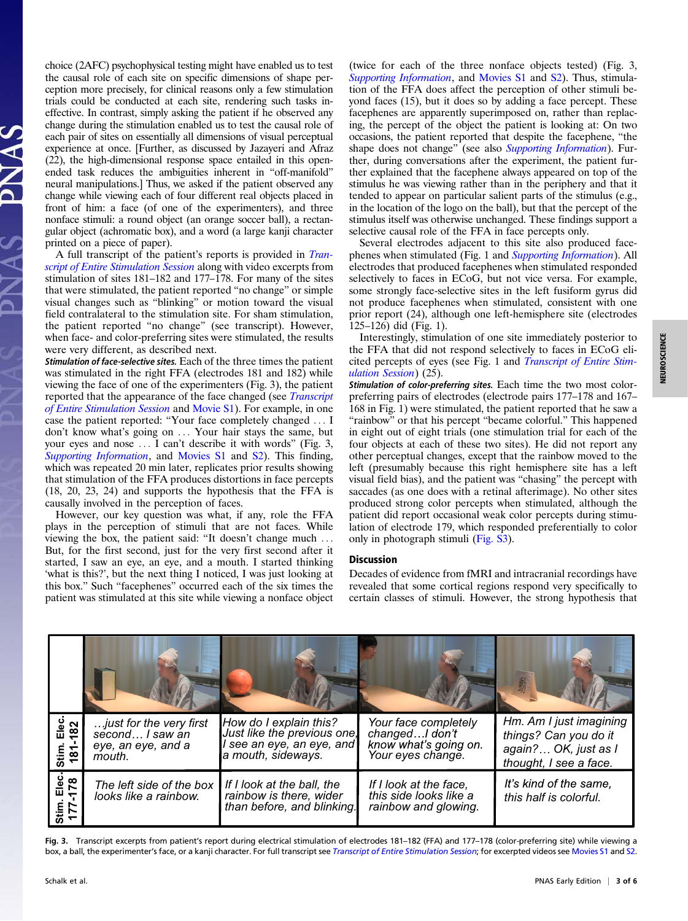choice (2AFC) psychophysical testing might have enabled us to test the causal role of each site on specific dimensions of shape perception more precisely, for clinical reasons only a few stimulation trials could be conducted at each site, rendering such tasks ineffective. In contrast, simply asking the patient if he observed any change during the stimulation enabled us to test the causal role of each pair of sites on essentially all dimensions of visual perceptual experience at once. [Further, as discussed by Jazayeri and Afraz (22), the high-dimensional response space entailed in this open-ended task reduces the ambiguities inherent in "off-manifold" neural manipulations.] Thus, we asked if the patient observed any change while viewing each of four different real objects placed in front of him: a face (of one of the experimenters), and three nonface stimuli: a round object (an orange soccer ball), a rectangular object (achromatic box), and a word (a large kanji character printed on a piece of paper).

A full transcript of the patient's reports is provided in *Transcript of Entire Stimulation Session* along with video excerpts from stimulation of sites 181–182 and 177–178. For many of the sites that were stimulated, the patient reported "no change" or simple visual changes such as "blinking" or motion toward the visual field contralateral to the stimulation site. For sham stimulation, the patient reported "no change" (see transcript). However, when face- and color-preferring sites were stimulated, the results were very different, as described next.

***Stimulation of face-selective sites.*** Each of the three times the patient was stimulated in the right FFA (electrodes 181 and 182) while viewing the face of one of the experimenters (Fig. 3), the patient reported that the appearance of the face changed (see *Transcript of Entire Stimulation Session* and Movie S1). For example, in one case the patient reported: "Your face completely changed … I don't know what's going on … Your hair stays the same, but your eyes and nose … I can't describe it with words" (Fig. 3, *Supporting Information*, and Movies S1 and S2). This finding, which was repeated 20 min later, replicates prior results showing that stimulation of the FFA produces distortions in face percepts (18, 20, 23, 24) and supports the hypothesis that the FFA is causally involved in the perception of faces.

However, our key question was what, if any, role the FFA plays in the perception of stimuli that are not faces. While viewing the box, the patient said: "It doesn't change much … But, for the first second, just for the very first second after it started, I saw an eye, an eye, and a mouth. I started thinking 'what is this?', but the next thing I noticed, I was just looking at this box." Such "facephenes" occurred each of the six times the patient was stimulated at this site while viewing a nonface object (twice for each of the three nonface objects tested) (Fig. 3, *Supporting Information*, and Movies S1 and S2). Thus, stimulation of the FFA does affect the perception of other stimuli beyond faces (15), but it does so by adding a face percept. These facephenes are apparently superimposed on, rather than replacing, the percept of the object the patient is looking at: On two occasions, the patient reported that despite the facephene, "the shape does not change" (see also *Supporting Information*). Further, during conversations after the experiment, the patient further explained that the facephene always appeared on top of the stimulus he was viewing rather than in the periphery and that it tended to appear on particular salient parts of the stimulus (e.g., in the location of the logo on the ball), but that the percept of the stimulus itself was otherwise unchanged. These findings support a selective causal role of the FFA in face percepts only.

Several electrodes adjacent to this site also produced facephenes when stimulated (Fig. 1 and *Supporting Information*). All electrodes that produced facephenes when stimulated responded selectively to faces in ECoG, but not vice versa. For example, some strongly face-selective sites in the left fusiform gyrus did not produce facephenes when stimulated, consistent with one prior report (24), although one left-hemisphere site (electrodes 125–126) did (Fig. 1).

Interestingly, stimulation of one site immediately posterior to the FFA that did not respond selectively to faces in ECoG elicited percepts of eyes (see Fig. 1 and *Transcript of Entire Stimulation Session*) (25).

***Stimulation of color-preferring sites.*** Each time the two most color-preferring pairs of electrodes (electrode pairs 177–178 and 167–168 in Fig. 1) were stimulated, the patient reported that he saw a "rainbow" or that his percept "became colorful." This happened in eight out of eight trials (one stimulation trial for each of the four objects at each of these two sites). He did not report any other perceptual changes, except that the rainbow moved to the left (presumably because this right hemisphere site has a left visual field bias), and the patient was "chasing" the percept with saccades (as one does with a retinal afterimage). No other sites produced strong color percepts when stimulated, although the patient did report occasional weak color percepts during stimulation of electrode 179, which responded preferentially to color only in photograph stimuli (Fig. S3).

## Discussion

Decades of evidence from fMRI and intracranial recordings have revealed that some cortical regions respond very specifically to certain classes of stimuli. However, the strong hypothesis that

| | Box | Ball | Face | Kanji |
|---|---|---|---|---|
| Stim. Elec. 181-182 | …just for the very first second… I saw an eye, an eye, and a mouth. | How do I explain this? Just like the previous one, I see an eye, an eye, and a mouth, sideways. | Your face completely changed…I don't know what's going on. Your eyes change. | Hm. Am I just imagining things? Can you do it again?… OK, just as I thought, I see a face. |
| Stim. Elec. 177-178 | The left side of the box looks like a rainbow. | If I look at the ball, the rainbow is there, wider than before, and blinking. | If I look at the face, this side looks like a rainbow and glowing. | It's kind of the same, this half is colorful. |

**Fig. 3.** Transcript excerpts from patient's report during electrical stimulation of electrodes 181–182 (FFA) and 177–178 (color-preferring site) while viewing a box, a ball, the experimenter's face, or a kanji character. For full transcript see *Transcript of Entire Stimulation Session*; for excerpted videos see Movies S1 and S2.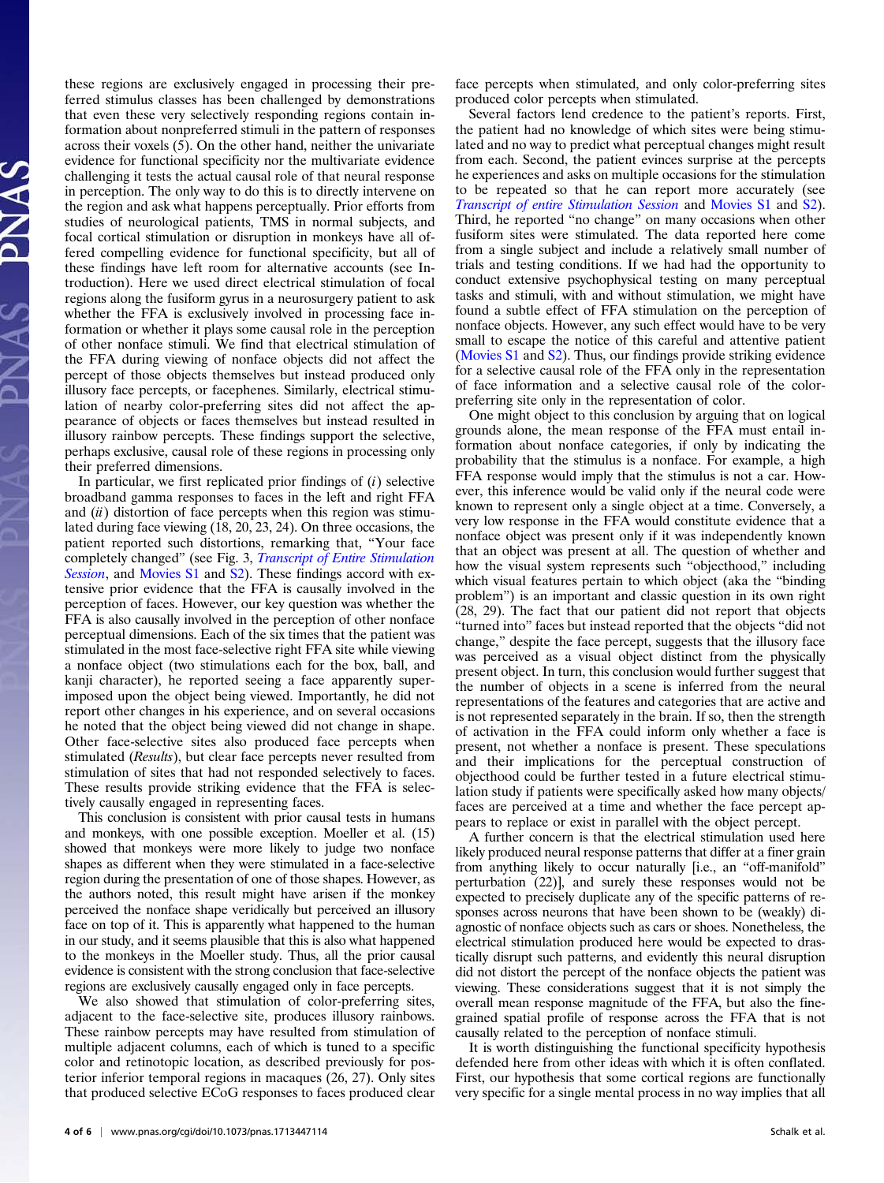these regions are exclusively engaged in processing their preferred stimulus classes has been challenged by demonstrations that even these very selectively responding regions contain information about nonpreferred stimuli in the pattern of responses across their voxels (5). On the other hand, neither the univariate evidence for functional specificity nor the multivariate evidence challenging it tests the actual causal role of that neural response in perception. The only way to do this is to directly intervene on the region and ask what happens perceptually. Prior efforts from studies of neurological patients, TMS in normal subjects, and focal cortical stimulation or disruption in monkeys have all offered compelling evidence for functional specificity, but all of these findings have left room for alternative accounts (see Introduction). Here we used direct electrical stimulation of focal regions along the fusiform gyrus in a neurosurgery patient to ask whether the FFA is exclusively involved in processing face information or whether it plays some causal role in the perception of other nonface stimuli. We find that electrical stimulation of the FFA during viewing of nonface objects did not affect the percept of those objects themselves but instead produced only illusory face percepts, or facephenes. Similarly, electrical stimulation of nearby color-preferring sites did not affect the appearance of objects or faces themselves but instead resulted in illusory rainbow percepts. These findings support the selective, perhaps exclusive, causal role of these regions in processing only their preferred dimensions.

In particular, we first replicated prior findings of (*i*) selective broadband gamma responses to faces in the left and right FFA and (*ii*) distortion of face percepts when this region was stimulated during face viewing (18, 20, 23, 24). On three occasions, the patient reported such distortions, remarking that, "Your face completely changed" (see Fig. 3, *Transcript of Entire Stimulation Session*, and Movies S1 and S2). These findings accord with extensive prior evidence that the FFA is causally involved in the perception of faces. However, our key question was whether the FFA is also causally involved in the perception of other nonface perceptual dimensions. Each of the six times that the patient was stimulated in the most face-selective right FFA site while viewing a nonface object (two stimulations each for the box, ball, and kanji character), he reported seeing a face apparently superimposed upon the object being viewed. Importantly, he did not report other changes in his experience, and on several occasions he noted that the object being viewed did not change in shape. Other face-selective sites also produced face percepts when stimulated (*Results*), but clear face percepts never resulted from stimulation of sites that had not responded selectively to faces. These results provide striking evidence that the FFA is selectively causally engaged in representing faces.

This conclusion is consistent with prior causal tests in humans and monkeys, with one possible exception. Moeller et al. (15) showed that monkeys were more likely to judge two nonface shapes as different when they were stimulated in a face-selective region during the presentation of one of those shapes. However, as the authors noted, this result might have arisen if the monkey perceived the nonface shape veridically but perceived an illusory face on top of it. This is apparently what happened to the human in our study, and it seems plausible that this is also what happened to the monkeys in the Moeller study. Thus, all the prior causal evidence is consistent with the strong conclusion that face-selective regions are exclusively causally engaged only in face percepts.

We also showed that stimulation of color-preferring sites, adjacent to the face-selective site, produces illusory rainbows. These rainbow percepts may have resulted from stimulation of multiple adjacent columns, each of which is tuned to a specific color and retinotopic location, as described previously for posterior inferior temporal regions in macaques (26, 27). Only sites that produced selective ECoG responses to faces produced clear face percepts when stimulated, and only color-preferring sites produced color percepts when stimulated.

Several factors lend credence to the patient's reports. First, the patient had no knowledge of which sites were being stimulated and no way to predict what perceptual changes might result from each. Second, the patient evinces surprise at the percepts he experiences and asks on multiple occasions for the stimulation to be repeated so that he can report more accurately (see *Transcript of entire Stimulation Session* and Movies S1 and S2). Third, he reported "no change" on many occasions when other fusiform sites were stimulated. The data reported here come from a single subject and include a relatively small number of trials and testing conditions. If we had had the opportunity to conduct extensive psychophysical testing on many perceptual tasks and stimuli, with and without stimulation, we might have found a subtle effect of FFA stimulation on the perception of nonface objects. However, any such effect would have to be very small to escape the notice of this careful and attentive patient (Movies S1 and S2). Thus, our findings provide striking evidence for a selective causal role of the FFA only in the representation of face information and a selective causal role of the color-preferring site only in the representation of color.

One might object to this conclusion by arguing that on logical grounds alone, the mean response of the FFA must entail information about nonface categories, if only by indicating the probability that the stimulus is a nonface. For example, a high FFA response would imply that the stimulus is not a car. However, this inference would be valid only if the neural code were known to represent only a single object at a time. Conversely, a very low response in the FFA would constitute evidence that a nonface object was present only if it was independently known that an object was present at all. The question of whether and how the visual system represents such "objecthood," including which visual features pertain to which object (aka the "binding problem") is an important and classic question in its own right (28, 29). The fact that our patient did not report that objects "turned into" faces but instead reported that the objects "did not change," despite the face percept, suggests that the illusory face was perceived as a visual object distinct from the physically present object. In turn, this conclusion would further suggest that the number of objects in a scene is inferred from the neural representations of the features and categories that are active and is not represented separately in the brain. If so, then the strength of activation in the FFA could inform only whether a face is present, not whether a nonface is present. These speculations and their implications for the perceptual construction of objecthood could be further tested in a future electrical stimulation study if patients were specifically asked how many objects/faces are perceived at a time and whether the face percept appears to replace or exist in parallel with the object percept.

A further concern is that the electrical stimulation used here likely produced neural response patterns that differ at a finer grain from anything likely to occur naturally [i.e., an "off-manifold" perturbation (22)], and surely these responses would not be expected to precisely duplicate any of the specific patterns of responses across neurons that have been shown to be (weakly) diagnostic of nonface objects such as cars or shoes. Nonetheless, the electrical stimulation produced here would be expected to drastically disrupt such patterns, and evidently this neural disruption did not distort the percept of the nonface objects the patient was viewing. These considerations suggest that it is not simply the overall mean response magnitude of the FFA, but also the fine-grained spatial profile of response across the FFA that is not causally related to the perception of nonface stimuli.

It is worth distinguishing the functional specificity hypothesis defended here from other ideas with which it is often conflated. First, our hypothesis that some cortical regions are functionally very specific for a single mental process in no way implies that all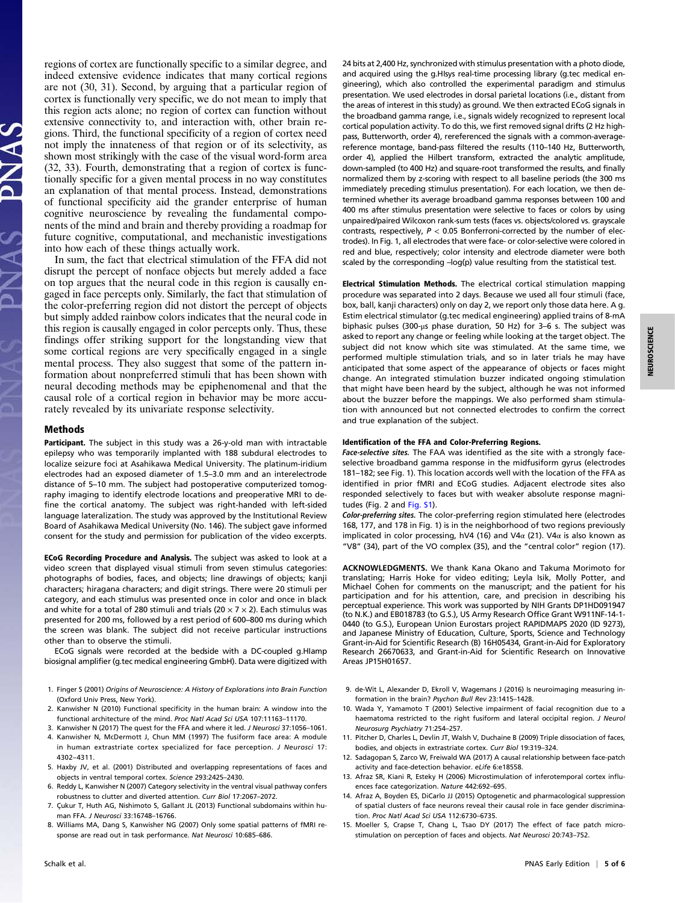regions of cortex are functionally specific to a similar degree, and indeed extensive evidence indicates that many cortical regions are not (30, 31). Second, by arguing that a particular region of cortex is functionally very specific, we do not mean to imply that this region acts alone; no region of cortex can function without extensive connectivity to, and interaction with, other brain regions. Third, the functional specificity of a region of cortex need not imply the innateness of that region or of its selectivity, as shown most strikingly with the case of the visual word-form area (32, 33). Fourth, demonstrating that a region of cortex is functionally specific for a given mental process in no way constitutes an explanation of that mental process. Instead, demonstrations of functional specificity aid the grander enterprise of human cognitive neuroscience by revealing the fundamental components of the mind and brain and thereby providing a roadmap for future cognitive, computational, and mechanistic investigations into how each of these things actually work.

In sum, the fact that electrical stimulation of the FFA did not disrupt the percept of nonface objects but merely added a face on top argues that the neural code in this region is causally engaged in face percepts only. Similarly, the fact that stimulation of the color-preferring region did not distort the percept of objects but simply added rainbow colors indicates that the neural code in this region is causally engaged in color percepts only. Thus, these findings offer striking support for the longstanding view that some cortical regions are very specifically engaged in a single mental process. They also suggest that some of the pattern information about nonpreferred stimuli that has been shown with neural decoding methods may be epiphenomenal and that the causal role of a cortical region in behavior may be more accurately revealed by its univariate response selectivity.

## Methods

**Participant.** The subject in this study was a 26-y-old man with intractable epilepsy who was temporarily implanted with 188 subdural electrodes to localize seizure foci at Asahikawa Medical University. The platinum-iridium electrodes had an exposed diameter of 1.5–3.0 mm and an interelectrode distance of 5–10 mm. The subject had postoperative computerized tomography imaging to identify electrode locations and preoperative MRI to define the cortical anatomy. The subject was right-handed with left-sided language lateralization. The study was approved by the Institutional Review Board of Asahikawa Medical University (No. 146). The subject gave informed consent for the study and permission for publication of the video excerpts.

**ECoG Recording Procedure and Analysis.** The subject was asked to look at a video screen that displayed visual stimuli from seven stimulus categories: photographs of bodies, faces, and objects; line drawings of objects; kanji characters; hiragana characters; and digit strings. There were 20 stimuli per category, and each stimulus was presented once in color and once in black and white for a total of 280 stimuli and trials ($20 \times 7 \times 2$). Each stimulus was presented for 200 ms, followed by a rest period of 600–800 ms during which the screen was blank. The subject did not receive particular instructions other than to observe the stimuli.

ECoG signals were recorded at the bedside with a DC-coupled g.HIamp biosignal amplifier (g.tec medical engineering GmbH). Data were digitized with 24 bits at 2,400 Hz, synchronized with stimulus presentation with a photo diode, and acquired using the g.HIsys real-time processing library (g.tec medical engineering), which also controlled the experimental paradigm and stimulus presentation. We used electrodes in dorsal parietal locations (i.e., distant from the areas of interest in this study) as ground. We then extracted ECoG signals in the broadband gamma range, i.e., signals widely recognized to represent local cortical population activity. To do this, we first removed signal drifts (2 Hz highpass, Butterworth, order 4), rereferenced the signals with a common-average-reference montage, band-pass filtered the results (110–140 Hz, Butterworth, order 4), applied the Hilbert transform, extracted the analytic amplitude, down-sampled (to 400 Hz) and square-root transformed the results, and finally normalized them by z-scoring with respect to all baseline periods (the 300 ms immediately preceding stimulus presentation). For each location, we then determined whether its average broadband gamma responses between 100 and 400 ms after stimulus presentation were selective to faces or colors by using unpaired/paired Wilcoxon rank-sum tests (faces vs. objects/colored vs. grayscale contrasts, respectively, $P < 0.05$ Bonferroni-corrected by the number of electrodes). In Fig. 1, all electrodes that were face- or color-selective were colored in red and blue, respectively; color intensity and electrode diameter were both scaled by the corresponding $-\log(p)$ value resulting from the statistical test.

**Electrical Stimulation Methods.** The electrical cortical stimulation mapping procedure was separated into 2 days. Because we used all four stimuli (face, box, ball, kanji characters) only on day 2, we report only those data here. A g.Estim electrical stimulator (g.tec medical engineering) applied trains of 8-mA biphasic pulses (300-μs phase duration, 50 Hz) for 3–6 s. The subject was asked to report any change or feeling while looking at the target object. The subject did not know which site was stimulated. At the same time, we performed multiple stimulation trials, and so in later trials he may have anticipated that some aspect of the appearance of objects or faces might change. An integrated stimulation buzzer indicated ongoing stimulation that might have been heard by the subject, although he was not informed about the buzzer before the mappings. We also performed sham stimulation with announced but not connected electrodes to confirm the correct and true explanation of the subject.

### Identification of the FFA and Color-Preferring Regions.

***Face-selective sites.*** The FAA was identified as the site with a strongly face-selective broadband gamma response in the midfusiform gyrus (electrodes 181–182; see Fig. 1). This location accords well with the location of the FFA as identified in prior fMRI and ECoG studies. Adjacent electrode sites also responded selectively to faces but with weaker absolute response magnitudes (Fig. 2 and Fig. S1).

***Color-preferring sites.*** The color-preferring region stimulated here (electrodes 168, 177, and 178 in Fig. 1) is in the neighborhood of two regions previously implicated in color processing, hV4 (16) and V4α (21). V4α is also known as "V8" (34), part of the VO complex (35), and the "central color" region (17).

**ACKNOWLEDGMENTS.** We thank Kana Okano and Takuma Morimoto for translating; Harris Hoke for video editing; Leyla Isik, Molly Potter, and Michael Cohen for comments on the manuscript; and the patient for his participation and for his attention, care, and precision in describing his perceptual experience. This work was supported by NIH Grants DP1HD091947 (to N.K.) and EB018783 (to G.S.), US Army Research Office Grant W911NF-14-1-0440 (to G.S.), European Union Eurostars project RAPIDMAPS 2020 (ID 9273), and Japanese Ministry of Education, Culture, Sports, Science and Technology Grant-in-Aid for Scientific Research (B) 16H05434, Grant-in-Aid for Exploratory Research 26670633, and Grant-in-Aid for Scientific Research on Innovative Areas JP15H01657.

1. Finger S (2001) *Origins of Neuroscience: A History of Explorations into Brain Function* (Oxford Univ Press, New York).
2. Kanwisher N (2010) Functional specificity in the human brain: A window into the functional architecture of the mind. *Proc Natl Acad Sci USA* 107:11163–11170.
3. Kanwisher N (2017) The quest for the FFA and where it led. *J Neurosci* 37:1056–1061.
4. Kanwisher N, McDermott J, Chun MM (1997) The fusiform face area: A module in human extrastriate cortex specialized for face perception. *J Neurosci* 17: 4302–4311.
5. Haxby JV, et al. (2001) Distributed and overlapping representations of faces and objects in ventral temporal cortex. *Science* 293:2425–2430.
6. Reddy L, Kanwisher N (2007) Category selectivity in the ventral visual pathway confers robustness to clutter and diverted attention. *Curr Biol* 17:2067–2072.
7. Çukur T, Huth AG, Nishimoto S, Gallant JL (2013) Functional subdomains within human FFA. *J Neurosci* 33:16748–16766.
8. Williams MA, Dang S, Kanwisher NG (2007) Only some spatial patterns of fMRI response are read out in task performance. *Nat Neurosci* 10:685–686.
9. de-Wit L, Alexander D, Ekroll V, Wagemans J (2016) Is neuroimaging measuring information in the brain? *Psychon Bull Rev* 23:1415–1428.
10. Wada Y, Yamamoto T (2001) Selective impairment of facial recognition due to a haematoma restricted to the right fusiform and lateral occipital region. *J Neurol Neurosurg Psychiatry* 71:254–257.
11. Pitcher D, Charles L, Devlin JT, Walsh V, Duchaine B (2009) Triple dissociation of faces, bodies, and objects in extrastriate cortex. *Curr Biol* 19:319–324.
12. Sadagopan S, Zarco W, Freiwald WA (2017) A causal relationship between face-patch activity and face-detection behavior. *eLife* 6:e18558.
13. Afraz SR, Kiani R, Esteky H (2006) Microstimulation of inferotemporal cortex influences face categorization. *Nature* 442:692–695.
14. Afraz A, Boyden ES, DiCarlo JJ (2015) Optogenetic and pharmacological suppression of spatial clusters of face neurons reveal their causal role in face gender discrimination. *Proc Natl Acad Sci USA* 112:6730–6735.
15. Moeller S, Crapse T, Chang L, Tsao DY (2017) The effect of face patch microstimulation on perception of faces and objects. *Nat Neurosci* 20:743–752.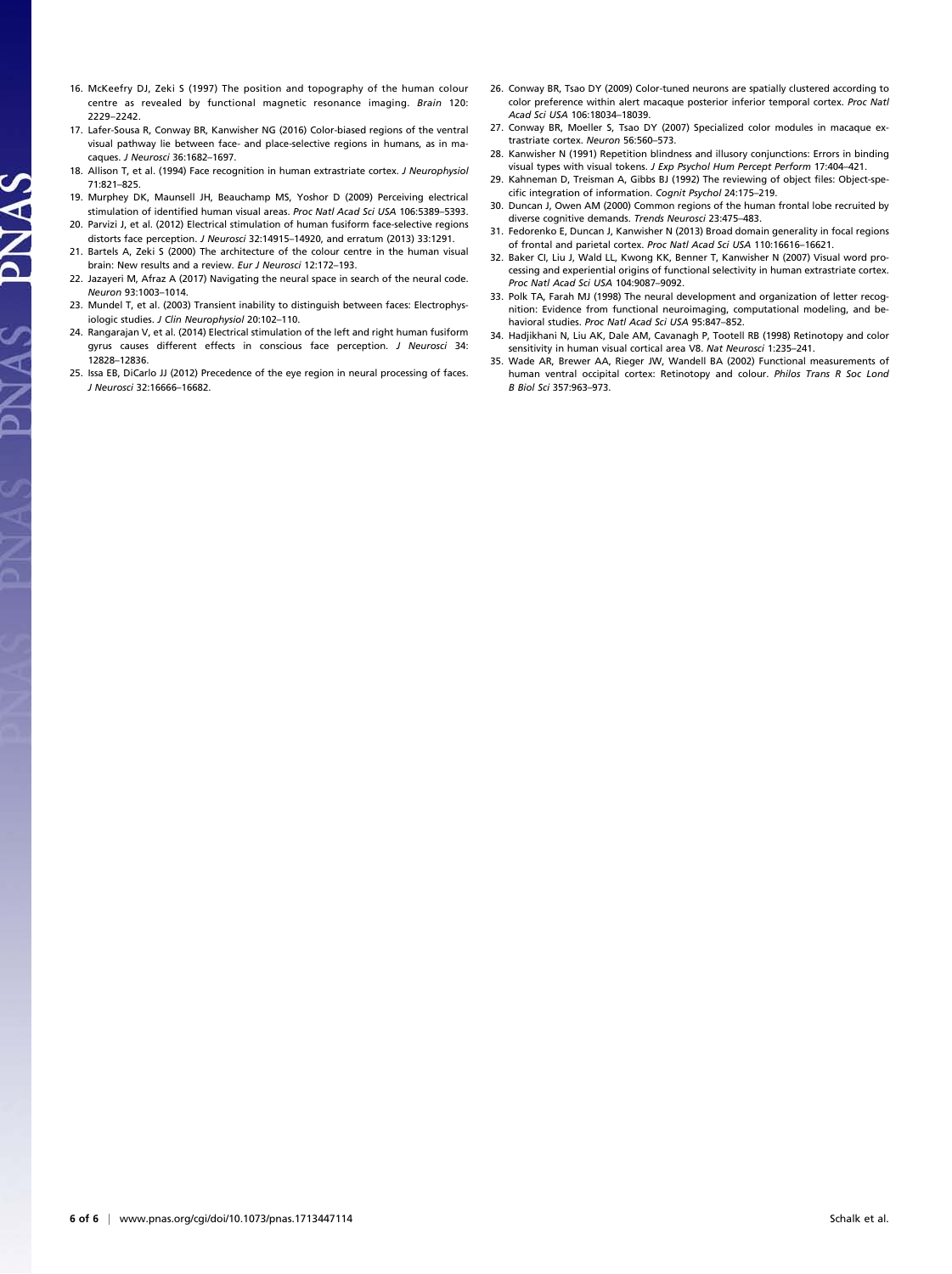16. McKeefry DJ, Zeki S (1997) The position and topography of the human colour centre as revealed by functional magnetic resonance imaging. *Brain* 120:2229–2242.
17. Lafer-Sousa R, Conway BR, Kanwisher NG (2016) Color-biased regions of the ventral visual pathway lie between face- and place-selective regions in humans, as in macaques. *J Neurosci* 36:1682–1697.
18. Allison T, et al. (1994) Face recognition in human extrastriate cortex. *J Neurophysiol* 71:821–825.
19. Murphey DK, Maunsell JH, Beauchamp MS, Yoshor D (2009) Perceiving electrical stimulation of identified human visual areas. *Proc Natl Acad Sci USA* 106:5389–5393.
20. Parvizi J, et al. (2012) Electrical stimulation of human fusiform face-selective regions distorts face perception. *J Neurosci* 32:14915–14920, and erratum (2013) 33:1291.
21. Bartels A, Zeki S (2000) The architecture of the colour centre in the human visual brain: New results and a review. *Eur J Neurosci* 12:172–193.
22. Jazayeri M, Afraz A (2017) Navigating the neural space in search of the neural code. *Neuron* 93:1003–1014.
23. Mundel T, et al. (2003) Transient inability to distinguish between faces: Electrophysiologic studies. *J Clin Neurophysiol* 20:102–110.
24. Rangarajan V, et al. (2014) Electrical stimulation of the left and right human fusiform gyrus causes different effects in conscious face perception. *J Neurosci* 34:12828–12836.
25. Issa EB, DiCarlo JJ (2012) Precedence of the eye region in neural processing of faces. *J Neurosci* 32:16666–16682.
26. Conway BR, Tsao DY (2009) Color-tuned neurons are spatially clustered according to color preference within alert macaque posterior inferior temporal cortex. *Proc Natl Acad Sci USA* 106:18034–18039.
27. Conway BR, Moeller S, Tsao DY (2007) Specialized color modules in macaque extrastriate cortex. *Neuron* 56:560–573.
28. Kanwisher N (1991) Repetition blindness and illusory conjunctions: Errors in binding visual types with visual tokens. *J Exp Psychol Hum Percept Perform* 17:404–421.
29. Kahneman D, Treisman A, Gibbs BJ (1992) The reviewing of object files: Object-specific integration of information. *Cognit Psychol* 24:175–219.
30. Duncan J, Owen AM (2000) Common regions of the human frontal lobe recruited by diverse cognitive demands. *Trends Neurosci* 23:475–483.
31. Fedorenko E, Duncan J, Kanwisher N (2013) Broad domain generality in focal regions of frontal and parietal cortex. *Proc Natl Acad Sci USA* 110:16616–16621.
32. Baker CI, Liu J, Wald LL, Kwong KK, Benner T, Kanwisher N (2007) Visual word processing and experiential origins of functional selectivity in human extrastriate cortex. *Proc Natl Acad Sci USA* 104:9087–9092.
33. Polk TA, Farah MJ (1998) The neural development and organization of letter recognition: Evidence from functional neuroimaging, computational modeling, and behavioral studies. *Proc Natl Acad Sci USA* 95:847–852.
34. Hadjikhani N, Liu AK, Dale AM, Cavanagh P, Tootell RB (1998) Retinotopy and color sensitivity in human visual cortical area V8. *Nat Neurosci* 1:235–241.
35. Wade AR, Brewer AA, Rieger JW, Wandell BA (2002) Functional measurements of human ventral occipital cortex: Retinotopy and colour. *Philos Trans R Soc Lond B Biol Sci* 357:963–973.